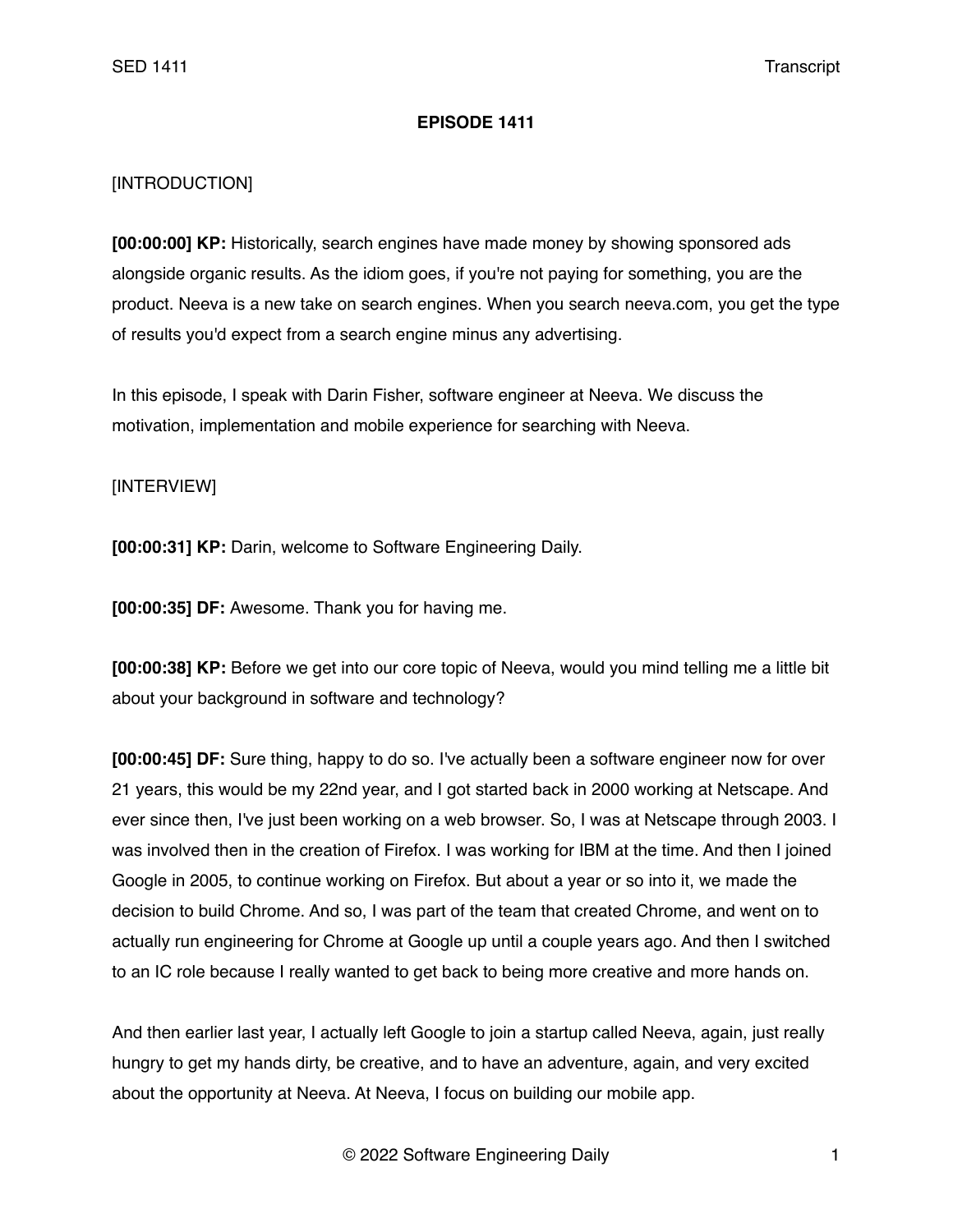# EPISODE 1411

[INTRODUCTION]

**[00:00:00] KP:** Historically, search engines have made money by showing sponsored ads alongside organic results. As the idiom goes, if you're not paying for something, you are the product. Neeva is a new take on search engines. When you search neeva.com, you get the type of results you'd expect from a search engine minus any advertising.

In this episode, I speak with Darin Fisher, software engineer at Neeva. We discuss the motivation, implementation and mobile experience for searching with Neeva.

[INTERVIEW]

**[00:00:31] KP:** Darin, welcome to Software Engineering Daily.

**[00:00:35] DF:** Awesome. Thank you for having me.

**[00:00:38] KP:** Before we get into our core topic of Neeva, would you mind telling me a little bit about your background in software and technology?

**[00:00:45] DF:** Sure thing, happy to do so. I've actually been a software engineer now for over 21 years, this would be my 22nd year, and I got started back in 2000 working at Netscape. And ever since then, I've just been working on a web browser. So, I was at Netscape through 2003. I was involved then in the creation of Firefox. I was working for IBM at the time. And then I joined Google in 2005, to continue working on Firefox. But about a year or so into it, we made the decision to build Chrome. And so, I was part of the team that created Chrome, and went on to actually run engineering for Chrome at Google up until a couple years ago. And then I switched to an IC role because I really wanted to get back to being more creative and more hands on.

And then earlier last year, I actually left Google to join a startup called Neeva, again, just really hungry to get my hands dirty, be creative, and to have an adventure, again, and very excited about the opportunity at Neeva. At Neeva, I focus on building our mobile app.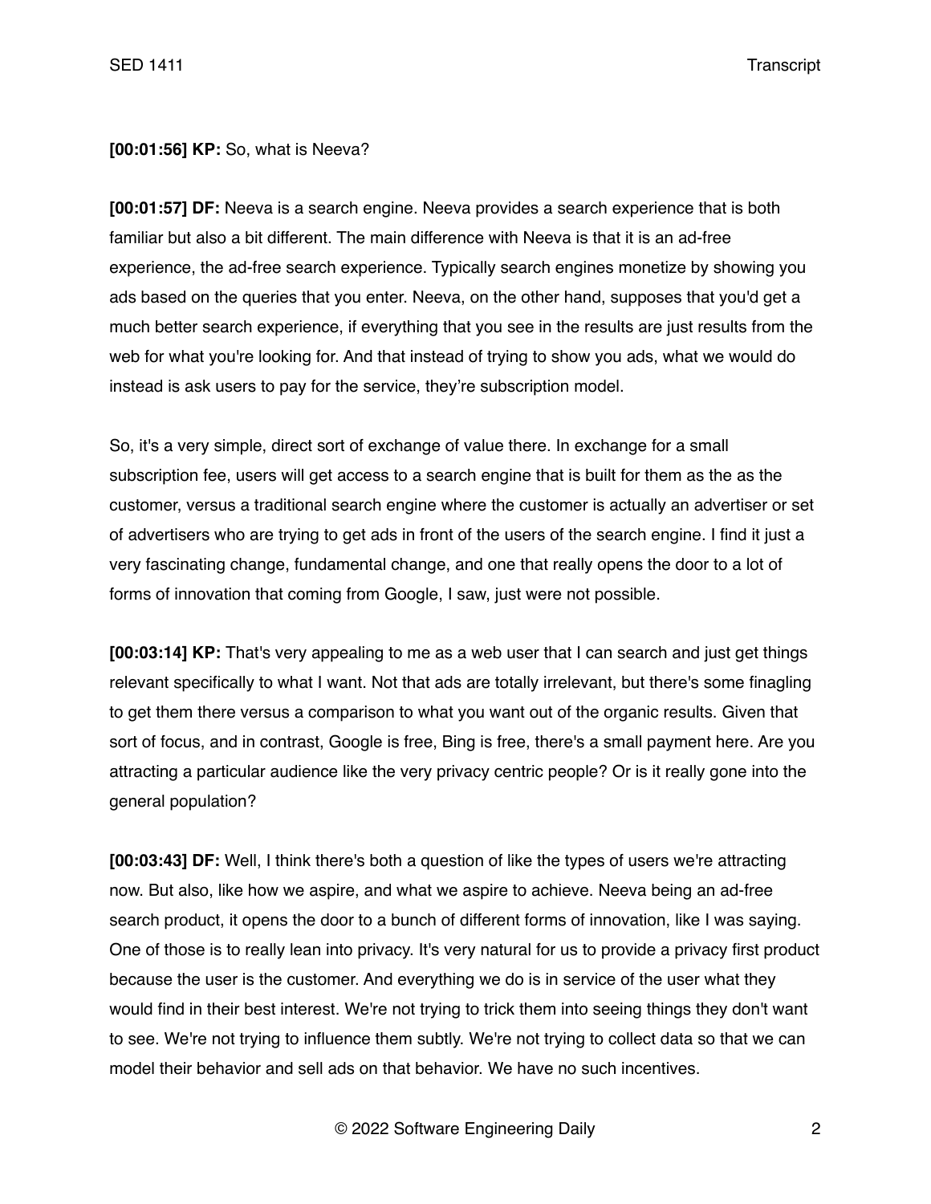**[00:01:56] KP:** So, what is Neeva?

**[00:01:57] DF:** Neeva is a search engine. Neeva provides a search experience that is both familiar but also a bit different. The main difference with Neeva is that it is an ad-free experience, the ad-free search experience. Typically search engines monetize by showing you ads based on the queries that you enter. Neeva, on the other hand, supposes that you'd get a much better search experience, if everything that you see in the results are just results from the web for what you're looking for. And that instead of trying to show you ads, what we would do instead is ask users to pay for the service, they're subscription model.

So, it's a very simple, direct sort of exchange of value there. In exchange for a small subscription fee, users will get access to a search engine that is built for them as the as the customer, versus a traditional search engine where the customer is actually an advertiser or set of advertisers who are trying to get ads in front of the users of the search engine. I find it just a very fascinating change, fundamental change, and one that really opens the door to a lot of forms of innovation that coming from Google, I saw, just were not possible.

**[00:03:14] KP:** That's very appealing to me as a web user that I can search and just get things relevant specifically to what I want. Not that ads are totally irrelevant, but there's some finagling to get them there versus a comparison to what you want out of the organic results. Given that sort of focus, and in contrast, Google is free, Bing is free, there's a small payment here. Are you attracting a particular audience like the very privacy centric people? Or is it really gone into the general population?

**[00:03:43] DF:** Well, I think there's both a question of like the types of users we're attracting now. But also, like how we aspire, and what we aspire to achieve. Neeva being an ad-free search product, it opens the door to a bunch of different forms of innovation, like I was saying. One of those is to really lean into privacy. It's very natural for us to provide a privacy first product because the user is the customer. And everything we do is in service of the user what they would find in their best interest. We're not trying to trick them into seeing things they don't want to see. We're not trying to influence them subtly. We're not trying to collect data so that we can model their behavior and sell ads on that behavior. We have no such incentives.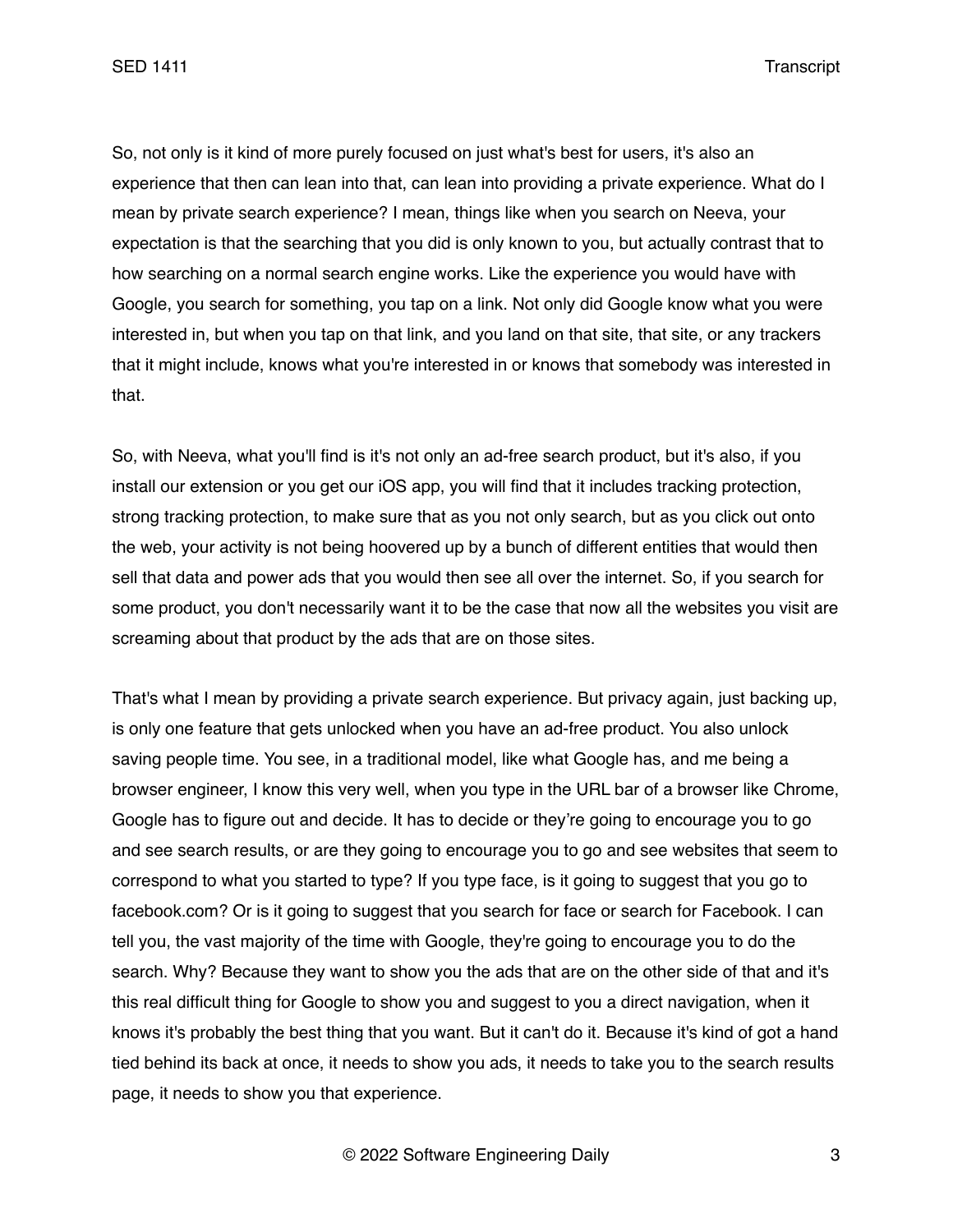So, not only is it kind of more purely focused on just what's best for users, it's also an experience that then can lean into that, can lean into providing a private experience. What do I mean by private search experience? I mean, things like when you search on Neeva, your expectation is that the searching that you did is only known to you, but actually contrast that to how searching on a normal search engine works. Like the experience you would have with Google, you search for something, you tap on a link. Not only did Google know what you were interested in, but when you tap on that link, and you land on that site, that site, or any trackers that it might include, knows what you're interested in or knows that somebody was interested in that.

So, with Neeva, what you'll find is it's not only an ad-free search product, but it's also, if you install our extension or you get our iOS app, you will find that it includes tracking protection, strong tracking protection, to make sure that as you not only search, but as you click out onto the web, your activity is not being hoovered up by a bunch of different entities that would then sell that data and power ads that you would then see all over the internet. So, if you search for some product, you don't necessarily want it to be the case that now all the websites you visit are screaming about that product by the ads that are on those sites.

That's what I mean by providing a private search experience. But privacy again, just backing up, is only one feature that gets unlocked when you have an ad-free product. You also unlock saving people time. You see, in a traditional model, like what Google has, and me being a browser engineer, I know this very well, when you type in the URL bar of a browser like Chrome, Google has to figure out and decide. It has to decide or they're going to encourage you to go and see search results, or are they going to encourage you to go and see websites that seem to correspond to what you started to type? If you type face, is it going to suggest that you go to facebook.com? Or is it going to suggest that you search for face or search for Facebook. I can tell you, the vast majority of the time with Google, they're going to encourage you to do the search. Why? Because they want to show you the ads that are on the other side of that and it's this real difficult thing for Google to show you and suggest to you a direct navigation, when it knows it's probably the best thing that you want. But it can't do it. Because it's kind of got a hand tied behind its back at once, it needs to show you ads, it needs to take you to the search results page, it needs to show you that experience.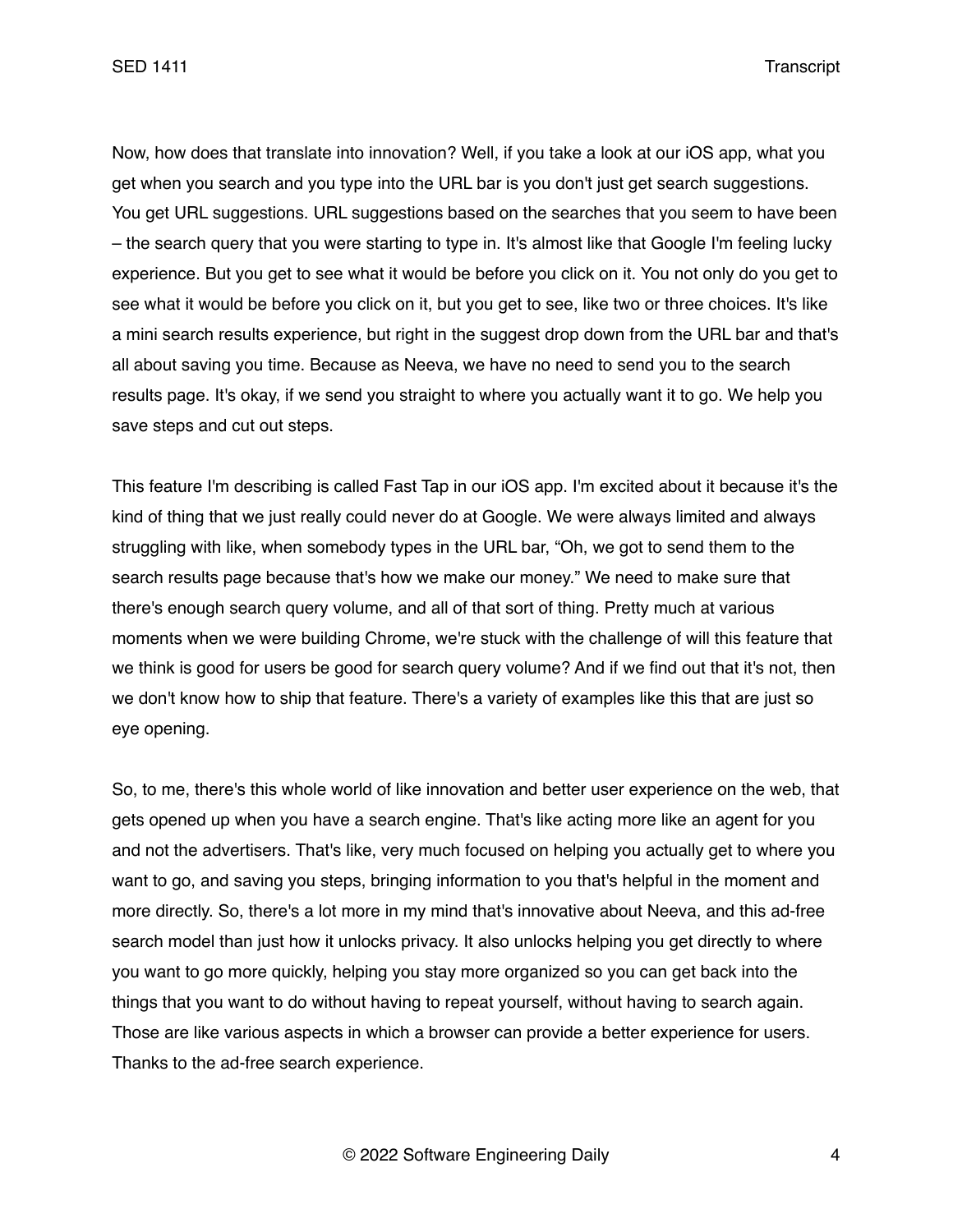Now, how does that translate into innovation? Well, if you take a look at our iOS app, what you get when you search and you type into the URL bar is you don't just get search suggestions. You get URL suggestions. URL suggestions based on the searches that you seem to have been – the search query that you were starting to type in. It's almost like that Google I'm feeling lucky experience. But you get to see what it would be before you click on it. You not only do you get to see what it would be before you click on it, but you get to see, like two or three choices. It's like a mini search results experience, but right in the suggest drop down from the URL bar and that's all about saving you time. Because as Neeva, we have no need to send you to the search results page. It's okay, if we send you straight to where you actually want it to go. We help you save steps and cut out steps.

This feature I'm describing is called Fast Tap in our iOS app. I'm excited about it because it's the kind of thing that we just really could never do at Google. We were always limited and always struggling with like, when somebody types in the URL bar, "Oh, we got to send them to the search results page because that's how we make our money." We need to make sure that there's enough search query volume, and all of that sort of thing. Pretty much at various moments when we were building Chrome, we're stuck with the challenge of will this feature that we think is good for users be good for search query volume? And if we find out that it's not, then we don't know how to ship that feature. There's a variety of examples like this that are just so eye opening.

So, to me, there's this whole world of like innovation and better user experience on the web, that gets opened up when you have a search engine. That's like acting more like an agent for you and not the advertisers. That's like, very much focused on helping you actually get to where you want to go, and saving you steps, bringing information to you that's helpful in the moment and more directly. So, there's a lot more in my mind that's innovative about Neeva, and this ad-free search model than just how it unlocks privacy. It also unlocks helping you get directly to where you want to go more quickly, helping you stay more organized so you can get back into the things that you want to do without having to repeat yourself, without having to search again. Those are like various aspects in which a browser can provide a better experience for users. Thanks to the ad-free search experience.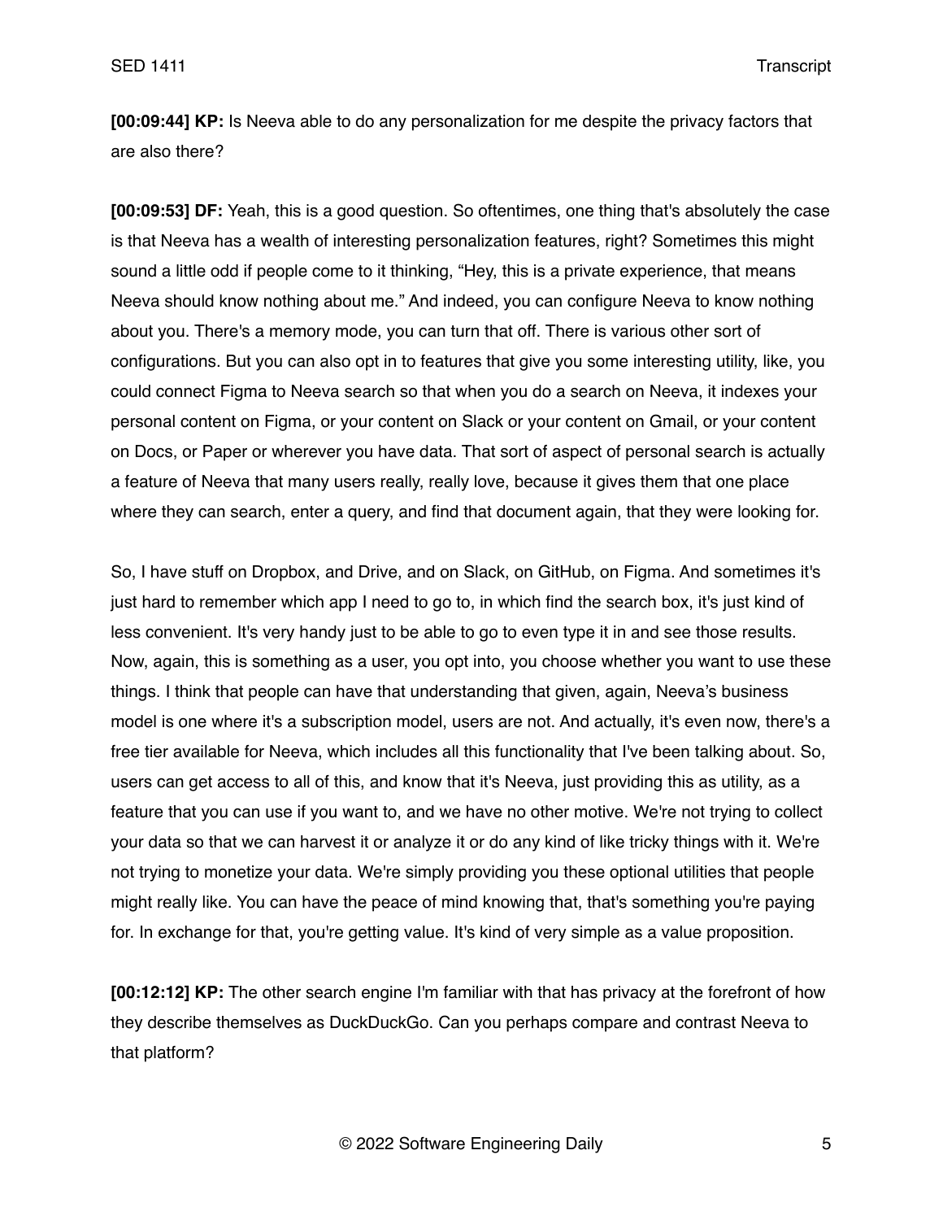**[00:09:44] KP:** Is Neeva able to do any personalization for me despite the privacy factors that are also there?

**[00:09:53] DF:** Yeah, this is a good question. So oftentimes, one thing that's absolutely the case is that Neeva has a wealth of interesting personalization features, right? Sometimes this might sound a little odd if people come to it thinking, "Hey, this is a private experience, that means Neeva should know nothing about me." And indeed, you can configure Neeva to know nothing about you. There's a memory mode, you can turn that off. There is various other sort of configurations. But you can also opt in to features that give you some interesting utility, like, you could connect Figma to Neeva search so that when you do a search on Neeva, it indexes your personal content on Figma, or your content on Slack or your content on Gmail, or your content on Docs, or Paper or wherever you have data. That sort of aspect of personal search is actually a feature of Neeva that many users really, really love, because it gives them that one place where they can search, enter a query, and find that document again, that they were looking for.

So, I have stuff on Dropbox, and Drive, and on Slack, on GitHub, on Figma. And sometimes it's just hard to remember which app I need to go to, in which find the search box, it's just kind of less convenient. It's very handy just to be able to go to even type it in and see those results. Now, again, this is something as a user, you opt into, you choose whether you want to use these things. I think that people can have that understanding that given, again, Neeva's business model is one where it's a subscription model, users are not. And actually, it's even now, there's a free tier available for Neeva, which includes all this functionality that I've been talking about. So, users can get access to all of this, and know that it's Neeva, just providing this as utility, as a feature that you can use if you want to, and we have no other motive. We're not trying to collect your data so that we can harvest it or analyze it or do any kind of like tricky things with it. We're not trying to monetize your data. We're simply providing you these optional utilities that people might really like. You can have the peace of mind knowing that, that's something you're paying for. In exchange for that, you're getting value. It's kind of very simple as a value proposition.

**[00:12:12] KP:** The other search engine I'm familiar with that has privacy at the forefront of how they describe themselves as DuckDuckGo. Can you perhaps compare and contrast Neeva to that platform?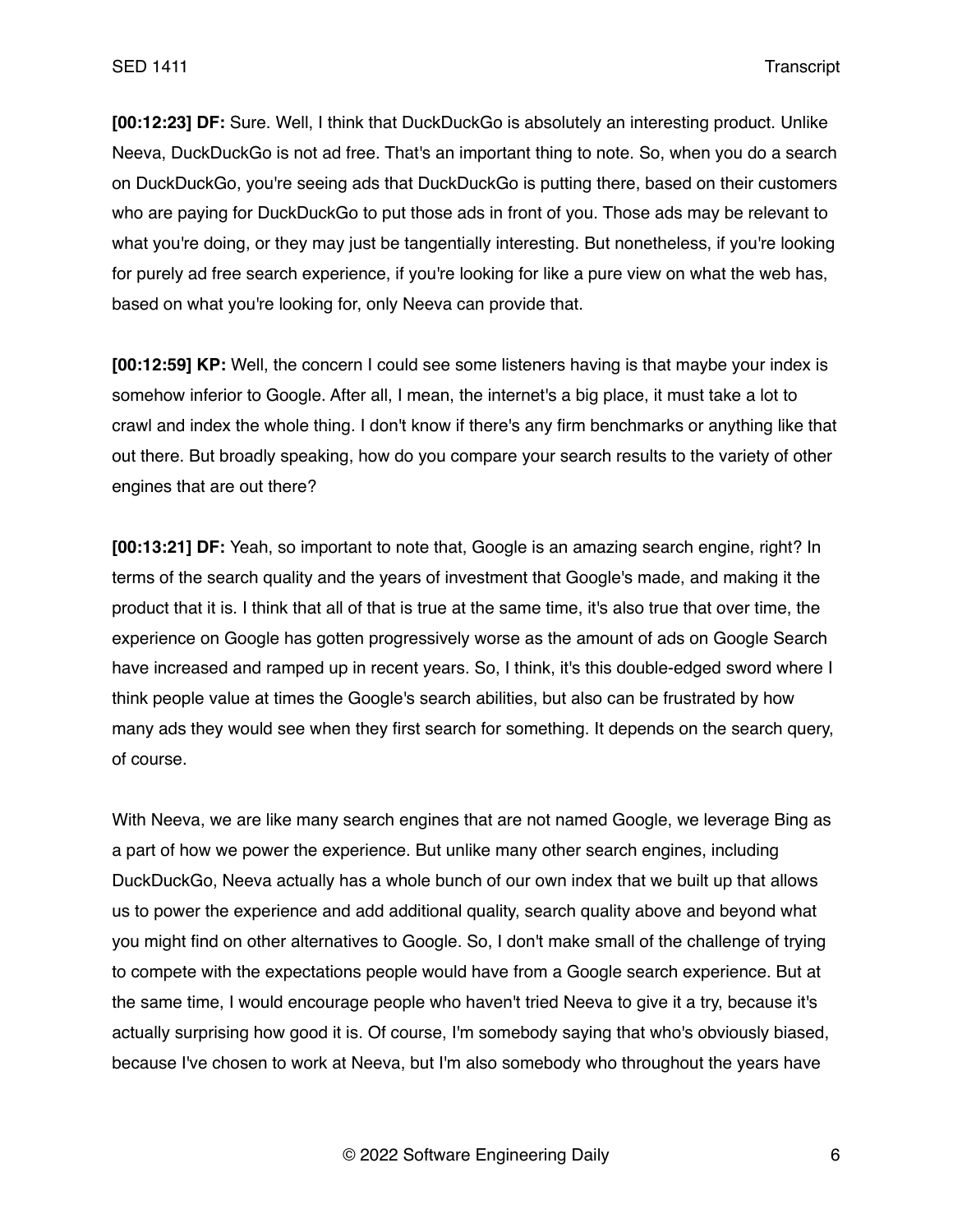**[00:12:23] DF:** Sure. Well, I think that DuckDuckGo is absolutely an interesting product. Unlike Neeva, DuckDuckGo is not ad free. That's an important thing to note. So, when you do a search on DuckDuckGo, you're seeing ads that DuckDuckGo is putting there, based on their customers who are paying for DuckDuckGo to put those ads in front of you. Those ads may be relevant to what you're doing, or they may just be tangentially interesting. But nonetheless, if you're looking for purely ad free search experience, if you're looking for like a pure view on what the web has, based on what you're looking for, only Neeva can provide that.

**[00:12:59] KP:** Well, the concern I could see some listeners having is that maybe your index is somehow inferior to Google. After all, I mean, the internet's a big place, it must take a lot to crawl and index the whole thing. I don't know if there's any firm benchmarks or anything like that out there. But broadly speaking, how do you compare your search results to the variety of other engines that are out there?

**[00:13:21] DF:** Yeah, so important to note that, Google is an amazing search engine, right? In terms of the search quality and the years of investment that Google's made, and making it the product that it is. I think that all of that is true at the same time, it's also true that over time, the experience on Google has gotten progressively worse as the amount of ads on Google Search have increased and ramped up in recent years. So, I think, it's this double-edged sword where I think people value at times the Google's search abilities, but also can be frustrated by how many ads they would see when they first search for something. It depends on the search query, of course.

With Neeva, we are like many search engines that are not named Google, we leverage Bing as a part of how we power the experience. But unlike many other search engines, including DuckDuckGo, Neeva actually has a whole bunch of our own index that we built up that allows us to power the experience and add additional quality, search quality above and beyond what you might find on other alternatives to Google. So, I don't make small of the challenge of trying to compete with the expectations people would have from a Google search experience. But at the same time, I would encourage people who haven't tried Neeva to give it a try, because it's actually surprising how good it is. Of course, I'm somebody saying that who's obviously biased, because I've chosen to work at Neeva, but I'm also somebody who throughout the years have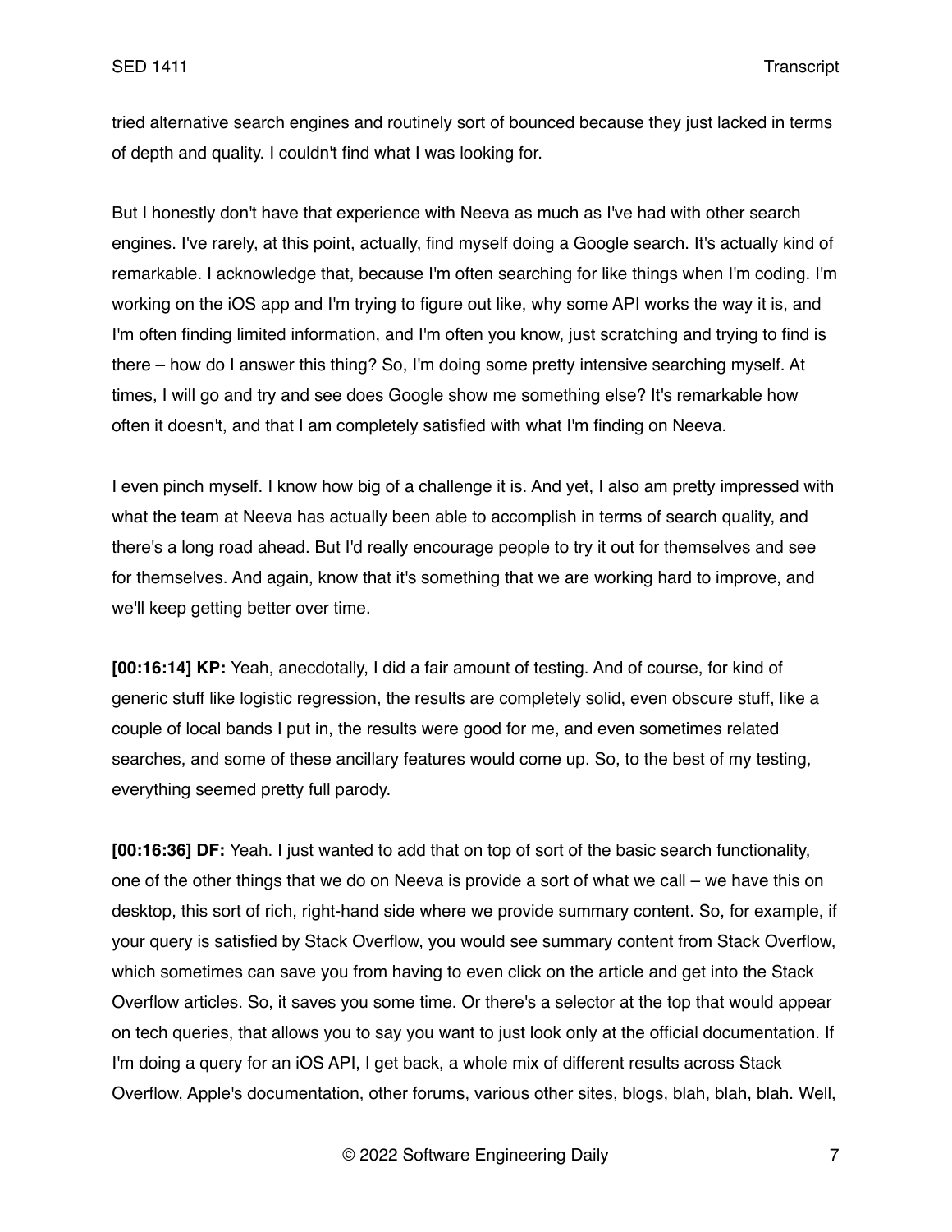tried alternative search engines and routinely sort of bounced because they just lacked in terms of depth and quality. I couldn't find what I was looking for.

But I honestly don't have that experience with Neeva as much as I've had with other search engines. I've rarely, at this point, actually, find myself doing a Google search. It's actually kind of remarkable. I acknowledge that, because I'm often searching for like things when I'm coding. I'm working on the iOS app and I'm trying to figure out like, why some API works the way it is, and I'm often finding limited information, and I'm often you know, just scratching and trying to find is there – how do I answer this thing? So, I'm doing some pretty intensive searching myself. At times, I will go and try and see does Google show me something else? It's remarkable how often it doesn't, and that I am completely satisfied with what I'm finding on Neeva.

I even pinch myself. I know how big of a challenge it is. And yet, I also am pretty impressed with what the team at Neeva has actually been able to accomplish in terms of search quality, and there's a long road ahead. But I'd really encourage people to try it out for themselves and see for themselves. And again, know that it's something that we are working hard to improve, and we'll keep getting better over time.

**[00:16:14] KP:** Yeah, anecdotally, I did a fair amount of testing. And of course, for kind of generic stuff like logistic regression, the results are completely solid, even obscure stuff, like a couple of local bands I put in, the results were good for me, and even sometimes related searches, and some of these ancillary features would come up. So, to the best of my testing, everything seemed pretty full parody.

**[00:16:36] DF:** Yeah. I just wanted to add that on top of sort of the basic search functionality, one of the other things that we do on Neeva is provide a sort of what we call – we have this on desktop, this sort of rich, right-hand side where we provide summary content. So, for example, if your query is satisfied by Stack Overflow, you would see summary content from Stack Overflow, which sometimes can save you from having to even click on the article and get into the Stack Overflow articles. So, it saves you some time. Or there's a selector at the top that would appear on tech queries, that allows you to say you want to just look only at the official documentation. If I'm doing a query for an iOS API, I get back, a whole mix of different results across Stack Overflow, Apple's documentation, other forums, various other sites, blogs, blah, blah, blah. Well,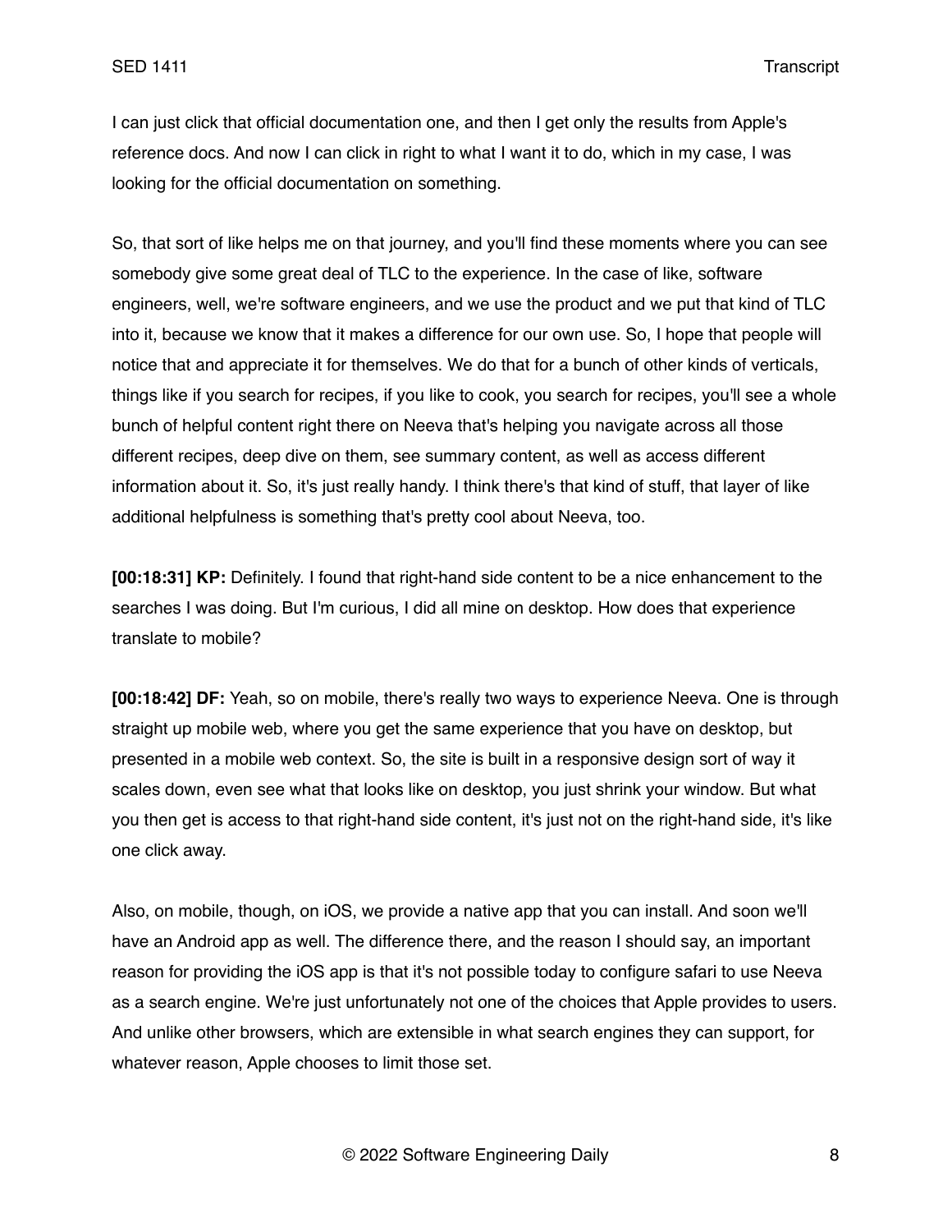I can just click that official documentation one, and then I get only the results from Apple's reference docs. And now I can click in right to what I want it to do, which in my case, I was looking for the official documentation on something.

So, that sort of like helps me on that journey, and you'll find these moments where you can see somebody give some great deal of TLC to the experience. In the case of like, software engineers, well, we're software engineers, and we use the product and we put that kind of TLC into it, because we know that it makes a difference for our own use. So, I hope that people will notice that and appreciate it for themselves. We do that for a bunch of other kinds of verticals, things like if you search for recipes, if you like to cook, you search for recipes, you'll see a whole bunch of helpful content right there on Neeva that's helping you navigate across all those different recipes, deep dive on them, see summary content, as well as access different information about it. So, it's just really handy. I think there's that kind of stuff, that layer of like additional helpfulness is something that's pretty cool about Neeva, too.

**[00:18:31] KP:** Definitely. I found that right-hand side content to be a nice enhancement to the searches I was doing. But I'm curious, I did all mine on desktop. How does that experience translate to mobile?

**[00:18:42] DF:** Yeah, so on mobile, there's really two ways to experience Neeva. One is through straight up mobile web, where you get the same experience that you have on desktop, but presented in a mobile web context. So, the site is built in a responsive design sort of way it scales down, even see what that looks like on desktop, you just shrink your window. But what you then get is access to that right-hand side content, it's just not on the right-hand side, it's like one click away.

Also, on mobile, though, on iOS, we provide a native app that you can install. And soon we'll have an Android app as well. The difference there, and the reason I should say, an important reason for providing the iOS app is that it's not possible today to configure safari to use Neeva as a search engine. We're just unfortunately not one of the choices that Apple provides to users. And unlike other browsers, which are extensible in what search engines they can support, for whatever reason, Apple chooses to limit those set.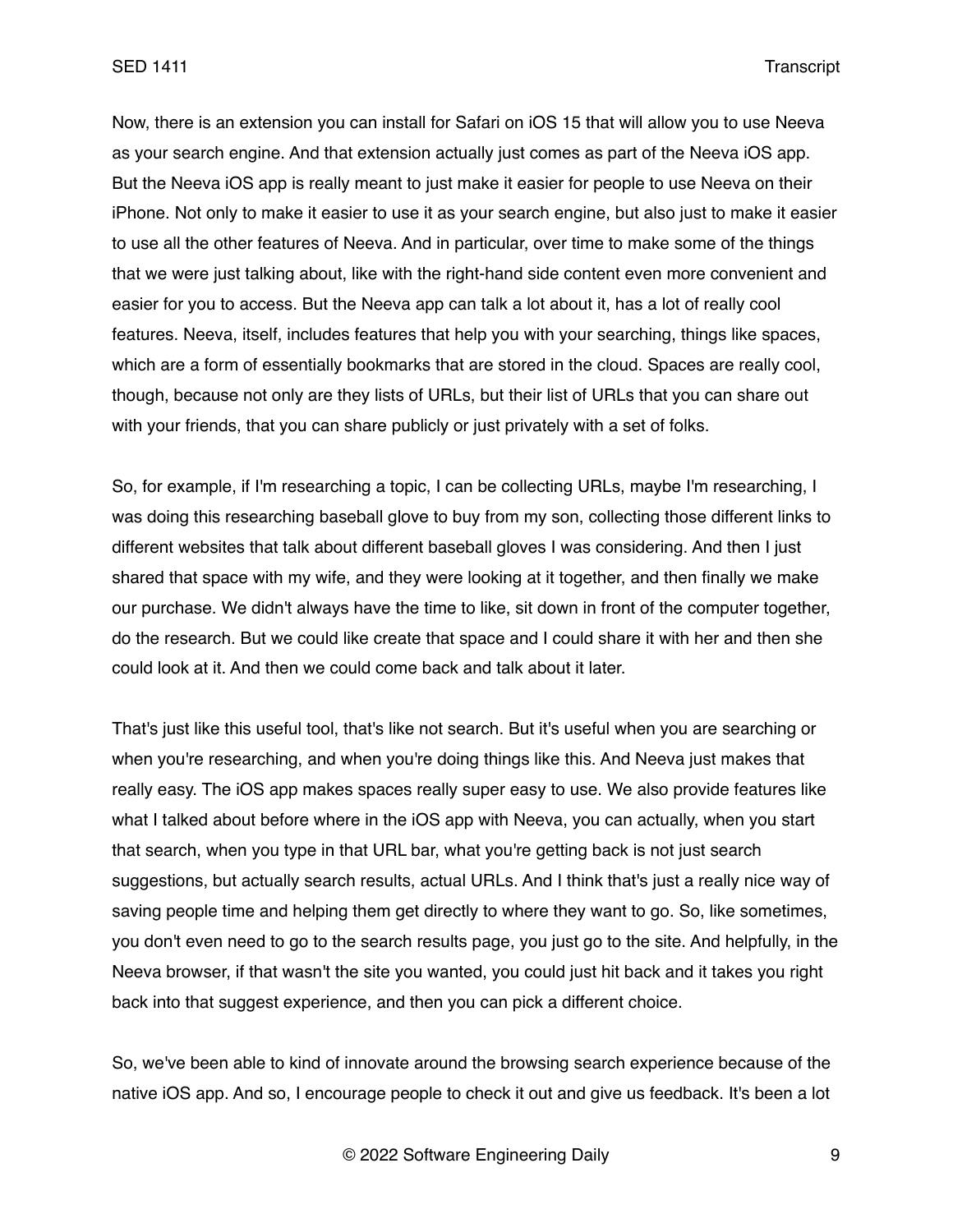Now, there is an extension you can install for Safari on iOS 15 that will allow you to use Neeva as your search engine. And that extension actually just comes as part of the Neeva iOS app. But the Neeva iOS app is really meant to just make it easier for people to use Neeva on their iPhone. Not only to make it easier to use it as your search engine, but also just to make it easier to use all the other features of Neeva. And in particular, over time to make some of the things that we were just talking about, like with the right-hand side content even more convenient and easier for you to access. But the Neeva app can talk a lot about it, has a lot of really cool features. Neeva, itself, includes features that help you with your searching, things like spaces, which are a form of essentially bookmarks that are stored in the cloud. Spaces are really cool, though, because not only are they lists of URLs, but their list of URLs that you can share out with your friends, that you can share publicly or just privately with a set of folks.

So, for example, if I'm researching a topic, I can be collecting URLs, maybe I'm researching, I was doing this researching baseball glove to buy from my son, collecting those different links to different websites that talk about different baseball gloves I was considering. And then I just shared that space with my wife, and they were looking at it together, and then finally we make our purchase. We didn't always have the time to like, sit down in front of the computer together, do the research. But we could like create that space and I could share it with her and then she could look at it. And then we could come back and talk about it later.

That's just like this useful tool, that's like not search. But it's useful when you are searching or when you're researching, and when you're doing things like this. And Neeva just makes that really easy. The iOS app makes spaces really super easy to use. We also provide features like what I talked about before where in the iOS app with Neeva, you can actually, when you start that search, when you type in that URL bar, what you're getting back is not just search suggestions, but actually search results, actual URLs. And I think that's just a really nice way of saving people time and helping them get directly to where they want to go. So, like sometimes, you don't even need to go to the search results page, you just go to the site. And helpfully, in the Neeva browser, if that wasn't the site you wanted, you could just hit back and it takes you right back into that suggest experience, and then you can pick a different choice.

So, we've been able to kind of innovate around the browsing search experience because of the native iOS app. And so, I encourage people to check it out and give us feedback. It's been a lot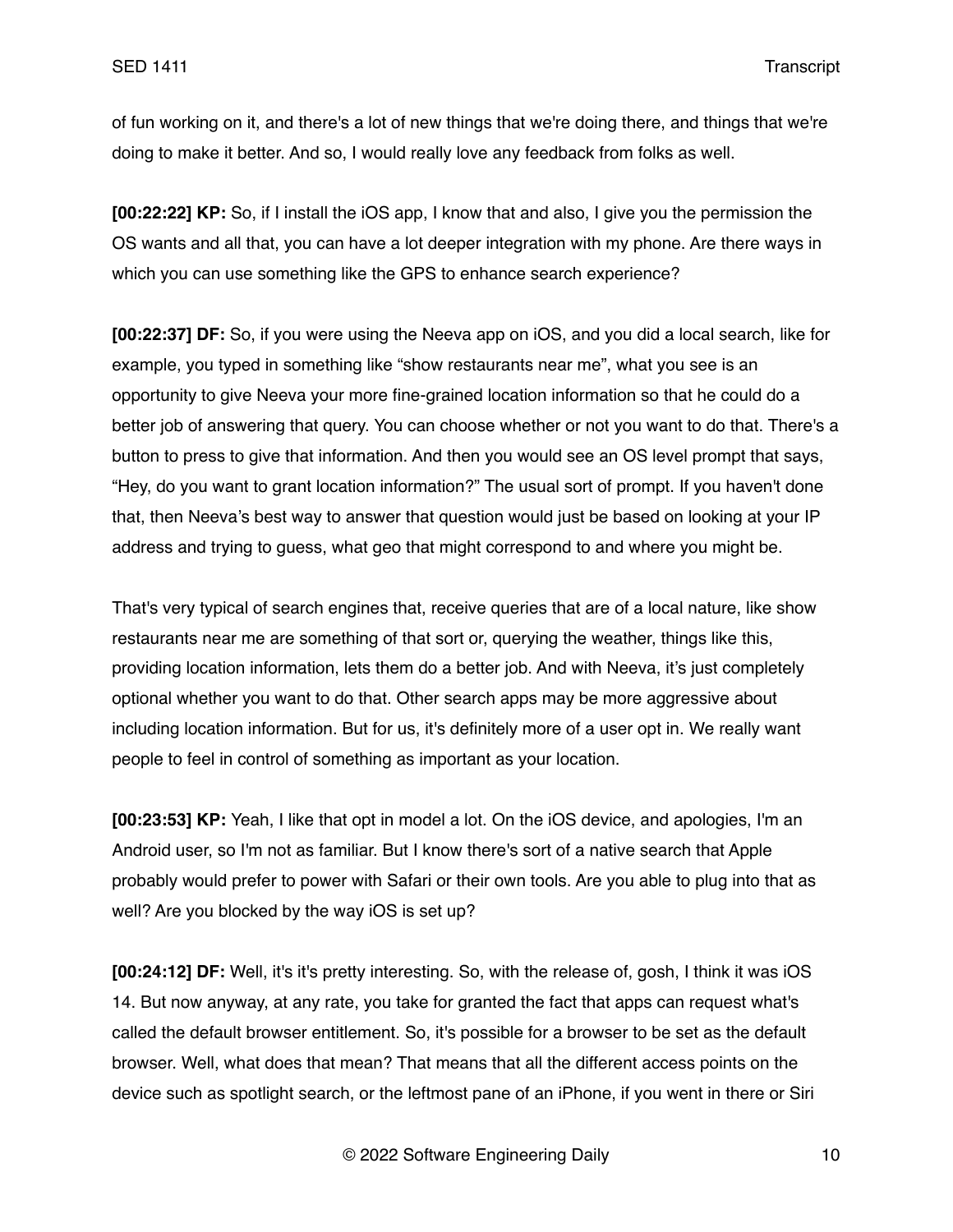of fun working on it, and there's a lot of new things that we're doing there, and things that we're doing to make it better. And so, I would really love any feedback from folks as well.

**[00:22:22] KP:** So, if I install the iOS app, I know that and also, I give you the permission the OS wants and all that, you can have a lot deeper integration with my phone. Are there ways in which you can use something like the GPS to enhance search experience?

**[00:22:37] DF:** So, if you were using the Neeva app on iOS, and you did a local search, like for example, you typed in something like "show restaurants near me", what you see is an opportunity to give Neeva your more fine-grained location information so that he could do a better job of answering that query. You can choose whether or not you want to do that. There's a button to press to give that information. And then you would see an OS level prompt that says, "Hey, do you want to grant location information?" The usual sort of prompt. If you haven't done that, then Neeva's best way to answer that question would just be based on looking at your IP address and trying to guess, what geo that might correspond to and where you might be.

That's very typical of search engines that, receive queries that are of a local nature, like show restaurants near me are something of that sort or, querying the weather, things like this, providing location information, lets them do a better job. And with Neeva, it's just completely optional whether you want to do that. Other search apps may be more aggressive about including location information. But for us, it's definitely more of a user opt in. We really want people to feel in control of something as important as your location.

**[00:23:53] KP:** Yeah, I like that opt in model a lot. On the iOS device, and apologies, I'm an Android user, so I'm not as familiar. But I know there's sort of a native search that Apple probably would prefer to power with Safari or their own tools. Are you able to plug into that as well? Are you blocked by the way iOS is set up?

**[00:24:12] DF:** Well, it's it's pretty interesting. So, with the release of, gosh, I think it was iOS 14. But now anyway, at any rate, you take for granted the fact that apps can request what's called the default browser entitlement. So, it's possible for a browser to be set as the default browser. Well, what does that mean? That means that all the different access points on the device such as spotlight search, or the leftmost pane of an iPhone, if you went in there or Siri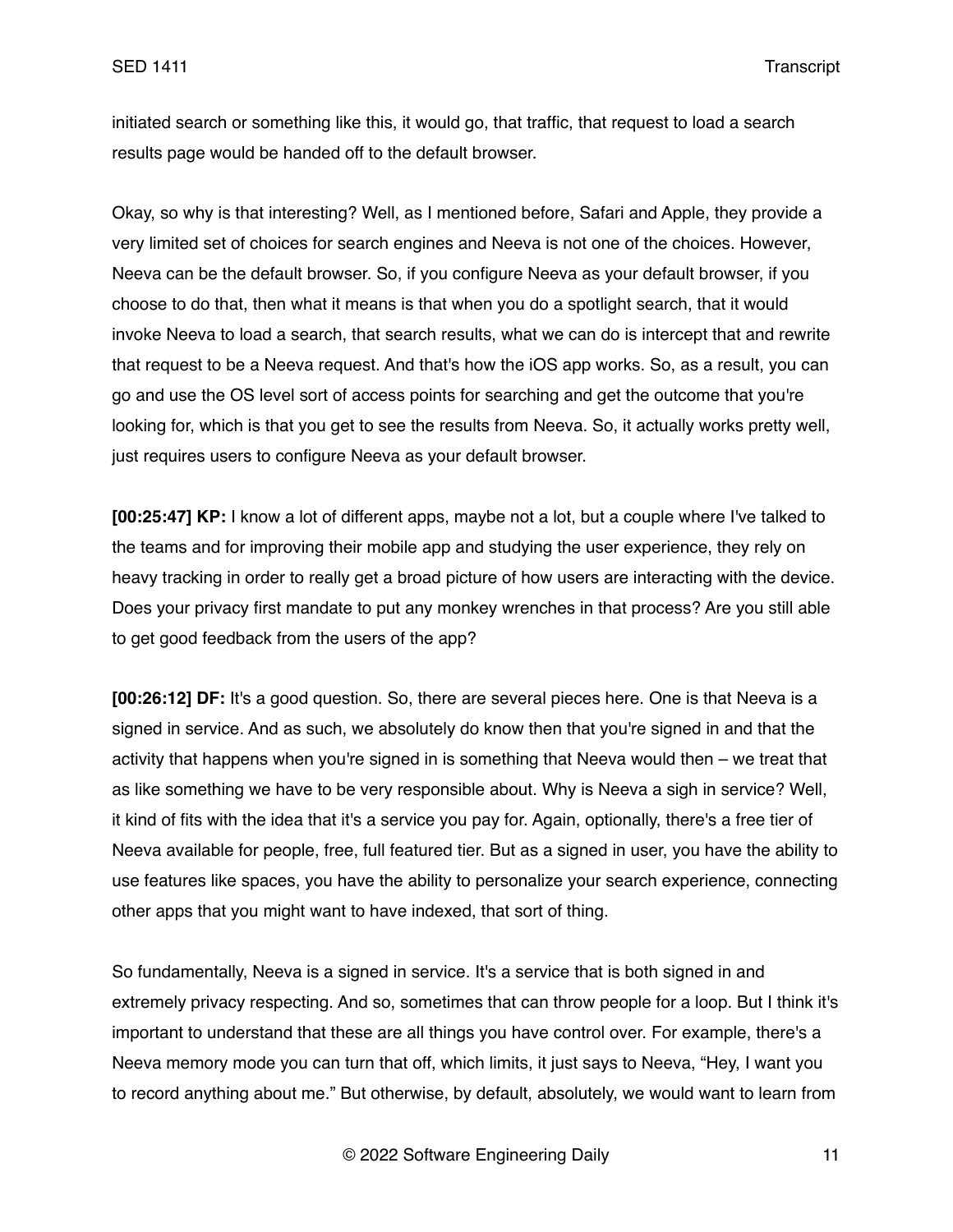initiated search or something like this, it would go, that traffic, that request to load a search results page would be handed off to the default browser.

Okay, so why is that interesting? Well, as I mentioned before, Safari and Apple, they provide a very limited set of choices for search engines and Neeva is not one of the choices. However, Neeva can be the default browser. So, if you configure Neeva as your default browser, if you choose to do that, then what it means is that when you do a spotlight search, that it would invoke Neeva to load a search, that search results, what we can do is intercept that and rewrite that request to be a Neeva request. And that's how the iOS app works. So, as a result, you can go and use the OS level sort of access points for searching and get the outcome that you're looking for, which is that you get to see the results from Neeva. So, it actually works pretty well, just requires users to configure Neeva as your default browser.

**[00:25:47] KP:** I know a lot of different apps, maybe not a lot, but a couple where I've talked to the teams and for improving their mobile app and studying the user experience, they rely on heavy tracking in order to really get a broad picture of how users are interacting with the device. Does your privacy first mandate to put any monkey wrenches in that process? Are you still able to get good feedback from the users of the app?

**[00:26:12] DF:** It's a good question. So, there are several pieces here. One is that Neeva is a signed in service. And as such, we absolutely do know then that you're signed in and that the activity that happens when you're signed in is something that Neeva would then – we treat that as like something we have to be very responsible about. Why is Neeva a sigh in service? Well, it kind of fits with the idea that it's a service you pay for. Again, optionally, there's a free tier of Neeva available for people, free, full featured tier. But as a signed in user, you have the ability to use features like spaces, you have the ability to personalize your search experience, connecting other apps that you might want to have indexed, that sort of thing.

So fundamentally, Neeva is a signed in service. It's a service that is both signed in and extremely privacy respecting. And so, sometimes that can throw people for a loop. But I think it's important to understand that these are all things you have control over. For example, there's a Neeva memory mode you can turn that off, which limits, it just says to Neeva, "Hey, I want you to record anything about me." But otherwise, by default, absolutely, we would want to learn from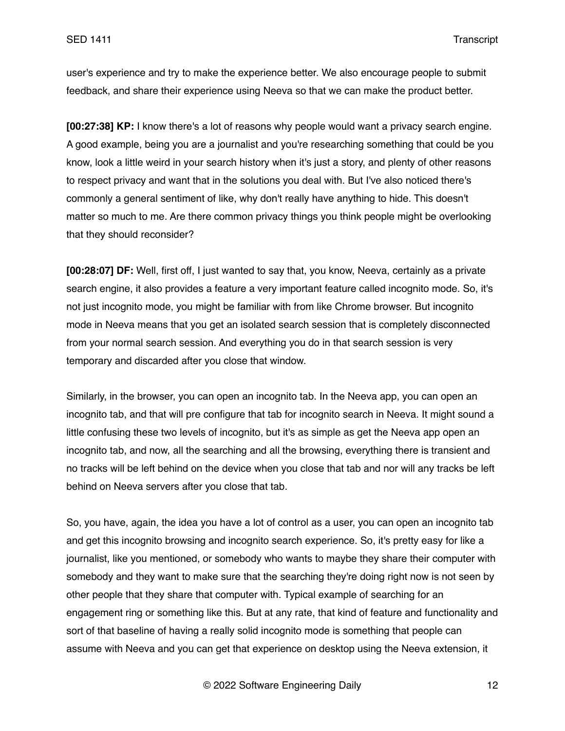user's experience and try to make the experience better. We also encourage people to submit feedback, and share their experience using Neeva so that we can make the product better.

**[00:27:38] KP:** I know there's a lot of reasons why people would want a privacy search engine. A good example, being you are a journalist and you're researching something that could be you know, look a little weird in your search history when it's just a story, and plenty of other reasons to respect privacy and want that in the solutions you deal with. But I've also noticed there's commonly a general sentiment of like, why don't really have anything to hide. This doesn't matter so much to me. Are there common privacy things you think people might be overlooking that they should reconsider?

**[00:28:07] DF:** Well, first off, I just wanted to say that, you know, Neeva, certainly as a private search engine, it also provides a feature a very important feature called incognito mode. So, it's not just incognito mode, you might be familiar with from like Chrome browser. But incognito mode in Neeva means that you get an isolated search session that is completely disconnected from your normal search session. And everything you do in that search session is very temporary and discarded after you close that window.

Similarly, in the browser, you can open an incognito tab. In the Neeva app, you can open an incognito tab, and that will pre configure that tab for incognito search in Neeva. It might sound a little confusing these two levels of incognito, but it's as simple as get the Neeva app open an incognito tab, and now, all the searching and all the browsing, everything there is transient and no tracks will be left behind on the device when you close that tab and nor will any tracks be left behind on Neeva servers after you close that tab.

So, you have, again, the idea you have a lot of control as a user, you can open an incognito tab and get this incognito browsing and incognito search experience. So, it's pretty easy for like a journalist, like you mentioned, or somebody who wants to maybe they share their computer with somebody and they want to make sure that the searching they're doing right now is not seen by other people that they share that computer with. Typical example of searching for an engagement ring or something like this. But at any rate, that kind of feature and functionality and sort of that baseline of having a really solid incognito mode is something that people can assume with Neeva and you can get that experience on desktop using the Neeva extension, it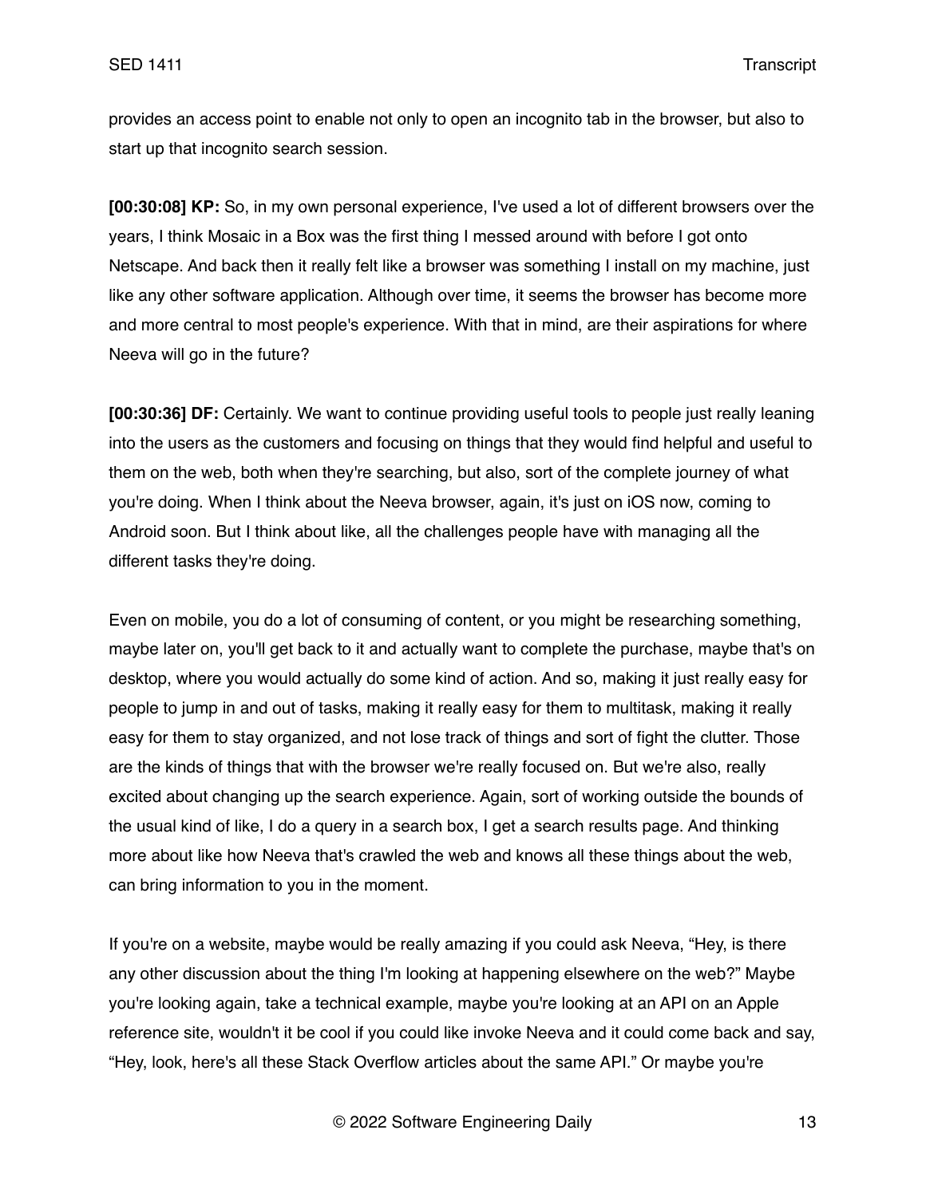provides an access point to enable not only to open an incognito tab in the browser, but also to start up that incognito search session.

**[00:30:08] KP:** So, in my own personal experience, I've used a lot of different browsers over the years, I think Mosaic in a Box was the first thing I messed around with before I got onto Netscape. And back then it really felt like a browser was something I install on my machine, just like any other software application. Although over time, it seems the browser has become more and more central to most people's experience. With that in mind, are their aspirations for where Neeva will go in the future?

**[00:30:36] DF:** Certainly. We want to continue providing useful tools to people just really leaning into the users as the customers and focusing on things that they would find helpful and useful to them on the web, both when they're searching, but also, sort of the complete journey of what you're doing. When I think about the Neeva browser, again, it's just on iOS now, coming to Android soon. But I think about like, all the challenges people have with managing all the different tasks they're doing.

Even on mobile, you do a lot of consuming of content, or you might be researching something, maybe later on, you'll get back to it and actually want to complete the purchase, maybe that's on desktop, where you would actually do some kind of action. And so, making it just really easy for people to jump in and out of tasks, making it really easy for them to multitask, making it really easy for them to stay organized, and not lose track of things and sort of fight the clutter. Those are the kinds of things that with the browser we're really focused on. But we're also, really excited about changing up the search experience. Again, sort of working outside the bounds of the usual kind of like, I do a query in a search box, I get a search results page. And thinking more about like how Neeva that's crawled the web and knows all these things about the web, can bring information to you in the moment.

If you're on a website, maybe would be really amazing if you could ask Neeva, "Hey, is there any other discussion about the thing I'm looking at happening elsewhere on the web?" Maybe you're looking again, take a technical example, maybe you're looking at an API on an Apple reference site, wouldn't it be cool if you could like invoke Neeva and it could come back and say, "Hey, look, here's all these Stack Overflow articles about the same API." Or maybe you're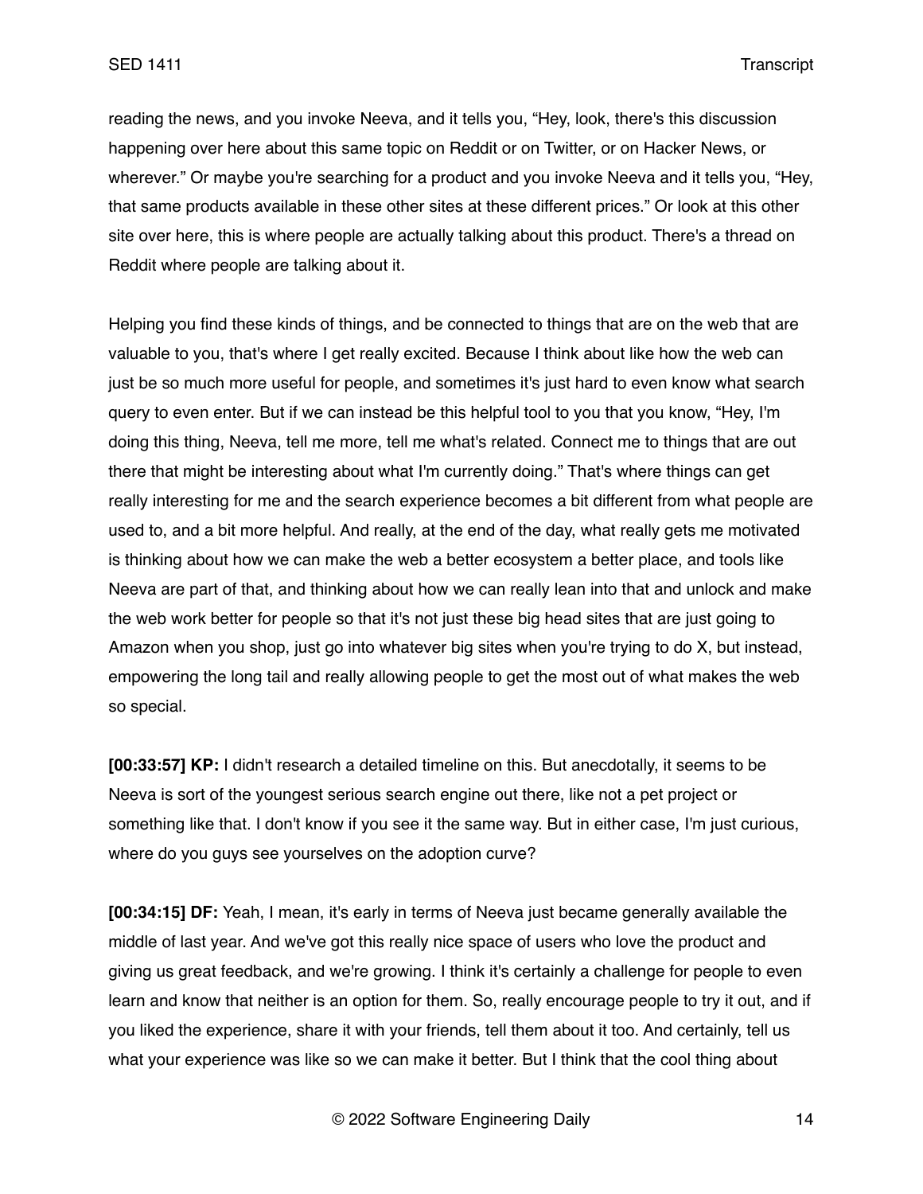reading the news, and you invoke Neeva, and it tells you, "Hey, look, there's this discussion happening over here about this same topic on Reddit or on Twitter, or on Hacker News, or wherever." Or maybe you're searching for a product and you invoke Neeva and it tells you, "Hey, that same products available in these other sites at these different prices." Or look at this other site over here, this is where people are actually talking about this product. There's a thread on Reddit where people are talking about it.

Helping you find these kinds of things, and be connected to things that are on the web that are valuable to you, that's where I get really excited. Because I think about like how the web can just be so much more useful for people, and sometimes it's just hard to even know what search query to even enter. But if we can instead be this helpful tool to you that you know, "Hey, I'm doing this thing, Neeva, tell me more, tell me what's related. Connect me to things that are out there that might be interesting about what I'm currently doing." That's where things can get really interesting for me and the search experience becomes a bit different from what people are used to, and a bit more helpful. And really, at the end of the day, what really gets me motivated is thinking about how we can make the web a better ecosystem a better place, and tools like Neeva are part of that, and thinking about how we can really lean into that and unlock and make the web work better for people so that it's not just these big head sites that are just going to Amazon when you shop, just go into whatever big sites when you're trying to do X, but instead, empowering the long tail and really allowing people to get the most out of what makes the web so special.

**[00:33:57] KP:** I didn't research a detailed timeline on this. But anecdotally, it seems to be Neeva is sort of the youngest serious search engine out there, like not a pet project or something like that. I don't know if you see it the same way. But in either case, I'm just curious, where do you guys see yourselves on the adoption curve?

**[00:34:15] DF:** Yeah, I mean, it's early in terms of Neeva just became generally available the middle of last year. And we've got this really nice space of users who love the product and giving us great feedback, and we're growing. I think it's certainly a challenge for people to even learn and know that neither is an option for them. So, really encourage people to try it out, and if you liked the experience, share it with your friends, tell them about it too. And certainly, tell us what your experience was like so we can make it better. But I think that the cool thing about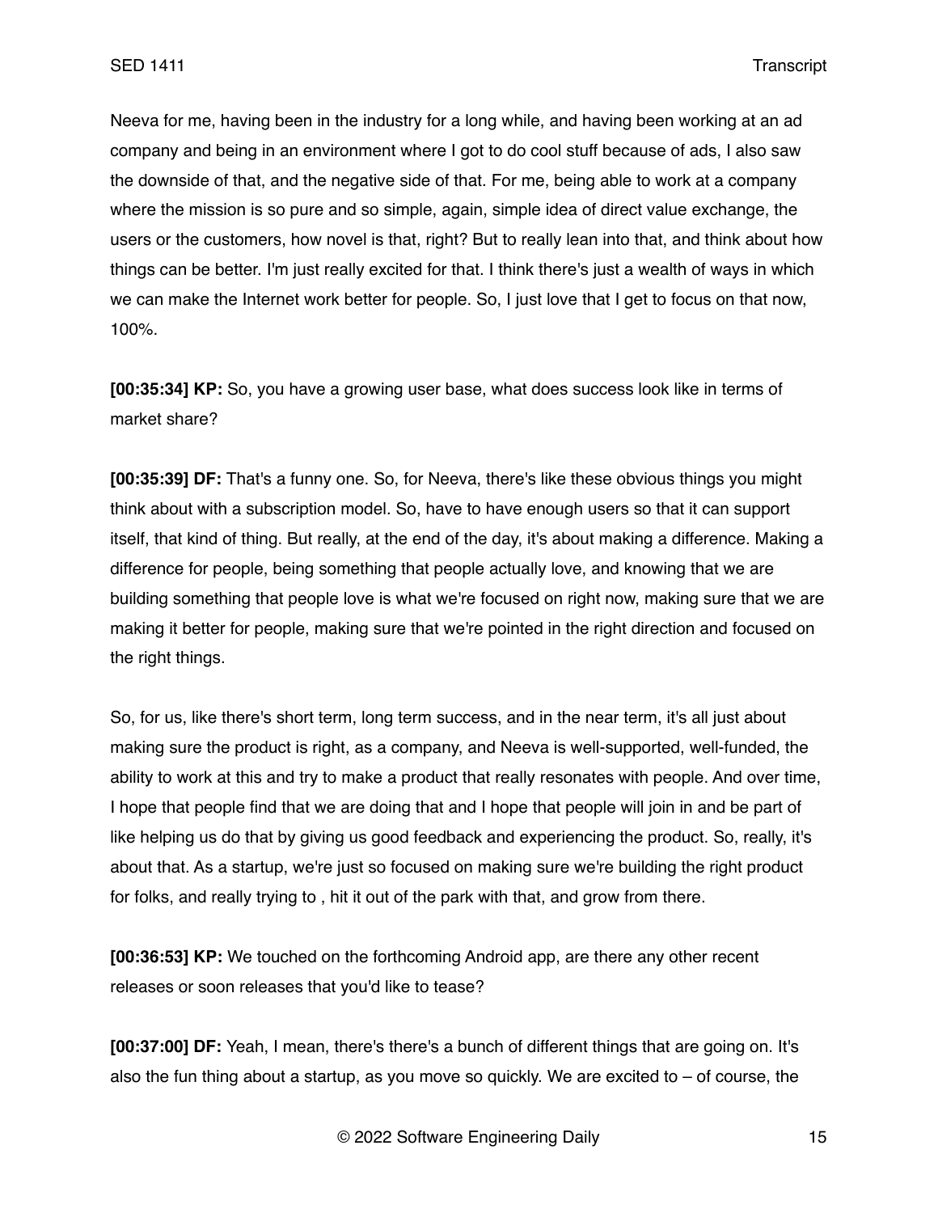Neeva for me, having been in the industry for a long while, and having been working at an ad company and being in an environment where I got to do cool stuff because of ads, I also saw the downside of that, and the negative side of that. For me, being able to work at a company where the mission is so pure and so simple, again, simple idea of direct value exchange, the users or the customers, how novel is that, right? But to really lean into that, and think about how things can be better. I'm just really excited for that. I think there's just a wealth of ways in which we can make the Internet work better for people. So, I just love that I get to focus on that now, 100%.

**[00:35:34] KP:** So, you have a growing user base, what does success look like in terms of market share?

**[00:35:39] DF:** That's a funny one. So, for Neeva, there's like these obvious things you might think about with a subscription model. So, have to have enough users so that it can support itself, that kind of thing. But really, at the end of the day, it's about making a difference. Making a difference for people, being something that people actually love, and knowing that we are building something that people love is what we're focused on right now, making sure that we are making it better for people, making sure that we're pointed in the right direction and focused on the right things.

So, for us, like there's short term, long term success, and in the near term, it's all just about making sure the product is right, as a company, and Neeva is well-supported, well-funded, the ability to work at this and try to make a product that really resonates with people. And over time, I hope that people find that we are doing that and I hope that people will join in and be part of like helping us do that by giving us good feedback and experiencing the product. So, really, it's about that. As a startup, we're just so focused on making sure we're building the right product for folks, and really trying to , hit it out of the park with that, and grow from there.

**[00:36:53] KP:** We touched on the forthcoming Android app, are there any other recent releases or soon releases that you'd like to tease?

**[00:37:00] DF:** Yeah, I mean, there's there's a bunch of different things that are going on. It's also the fun thing about a startup, as you move so quickly. We are excited to – of course, the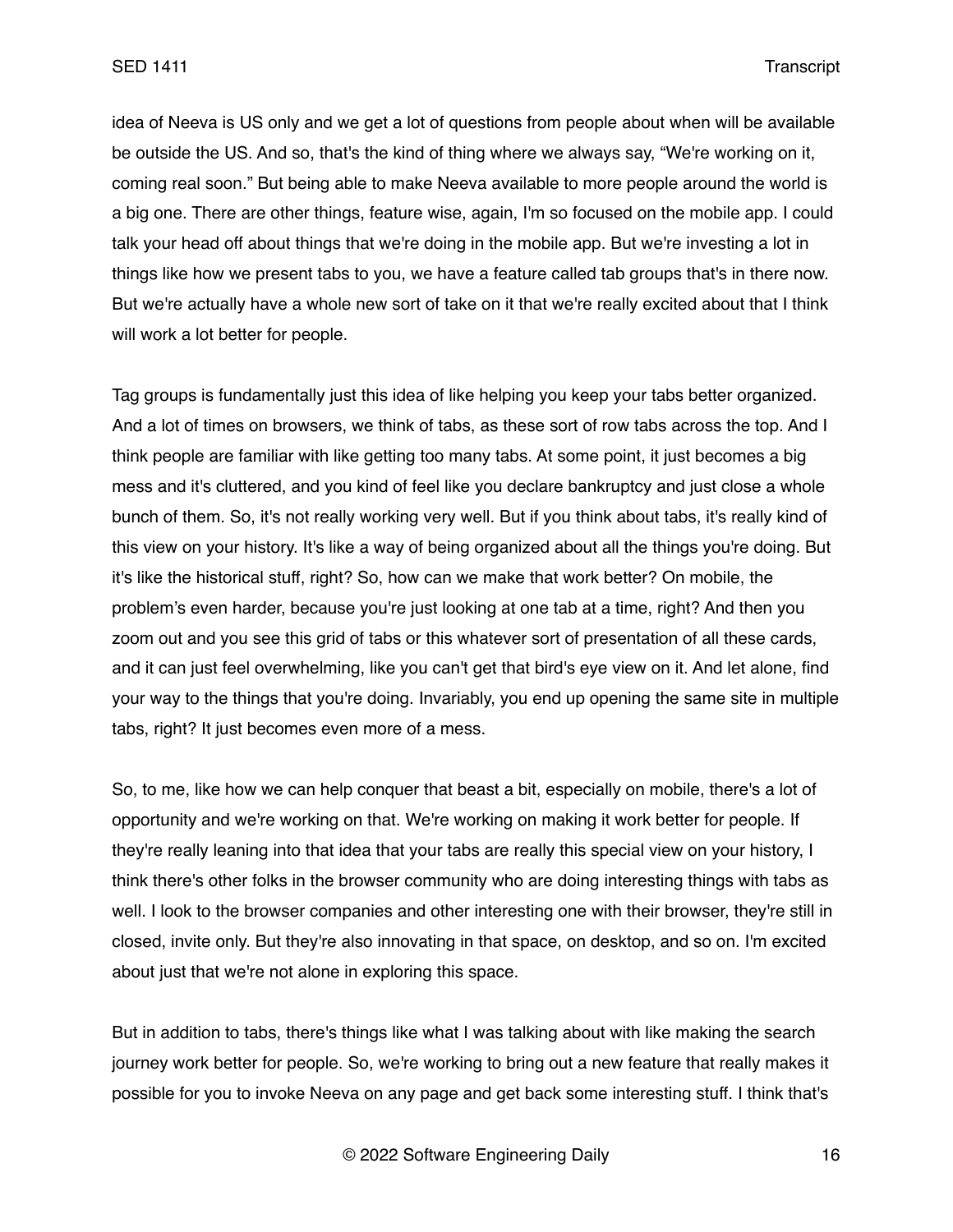idea of Neeva is US only and we get a lot of questions from people about when will be available be outside the US. And so, that's the kind of thing where we always say, "We're working on it, coming real soon." But being able to make Neeva available to more people around the world is a big one. There are other things, feature wise, again, I'm so focused on the mobile app. I could talk your head off about things that we're doing in the mobile app. But we're investing a lot in things like how we present tabs to you, we have a feature called tab groups that's in there now. But we're actually have a whole new sort of take on it that we're really excited about that I think will work a lot better for people.

Tag groups is fundamentally just this idea of like helping you keep your tabs better organized. And a lot of times on browsers, we think of tabs, as these sort of row tabs across the top. And I think people are familiar with like getting too many tabs. At some point, it just becomes a big mess and it's cluttered, and you kind of feel like you declare bankruptcy and just close a whole bunch of them. So, it's not really working very well. But if you think about tabs, it's really kind of this view on your history. It's like a way of being organized about all the things you're doing. But it's like the historical stuff, right? So, how can we make that work better? On mobile, the problem's even harder, because you're just looking at one tab at a time, right? And then you zoom out and you see this grid of tabs or this whatever sort of presentation of all these cards, and it can just feel overwhelming, like you can't get that bird's eye view on it. And let alone, find your way to the things that you're doing. Invariably, you end up opening the same site in multiple tabs, right? It just becomes even more of a mess.

So, to me, like how we can help conquer that beast a bit, especially on mobile, there's a lot of opportunity and we're working on that. We're working on making it work better for people. If they're really leaning into that idea that your tabs are really this special view on your history, I think there's other folks in the browser community who are doing interesting things with tabs as well. I look to the browser companies and other interesting one with their browser, they're still in closed, invite only. But they're also innovating in that space, on desktop, and so on. I'm excited about just that we're not alone in exploring this space.

But in addition to tabs, there's things like what I was talking about with like making the search journey work better for people. So, we're working to bring out a new feature that really makes it possible for you to invoke Neeva on any page and get back some interesting stuff. I think that's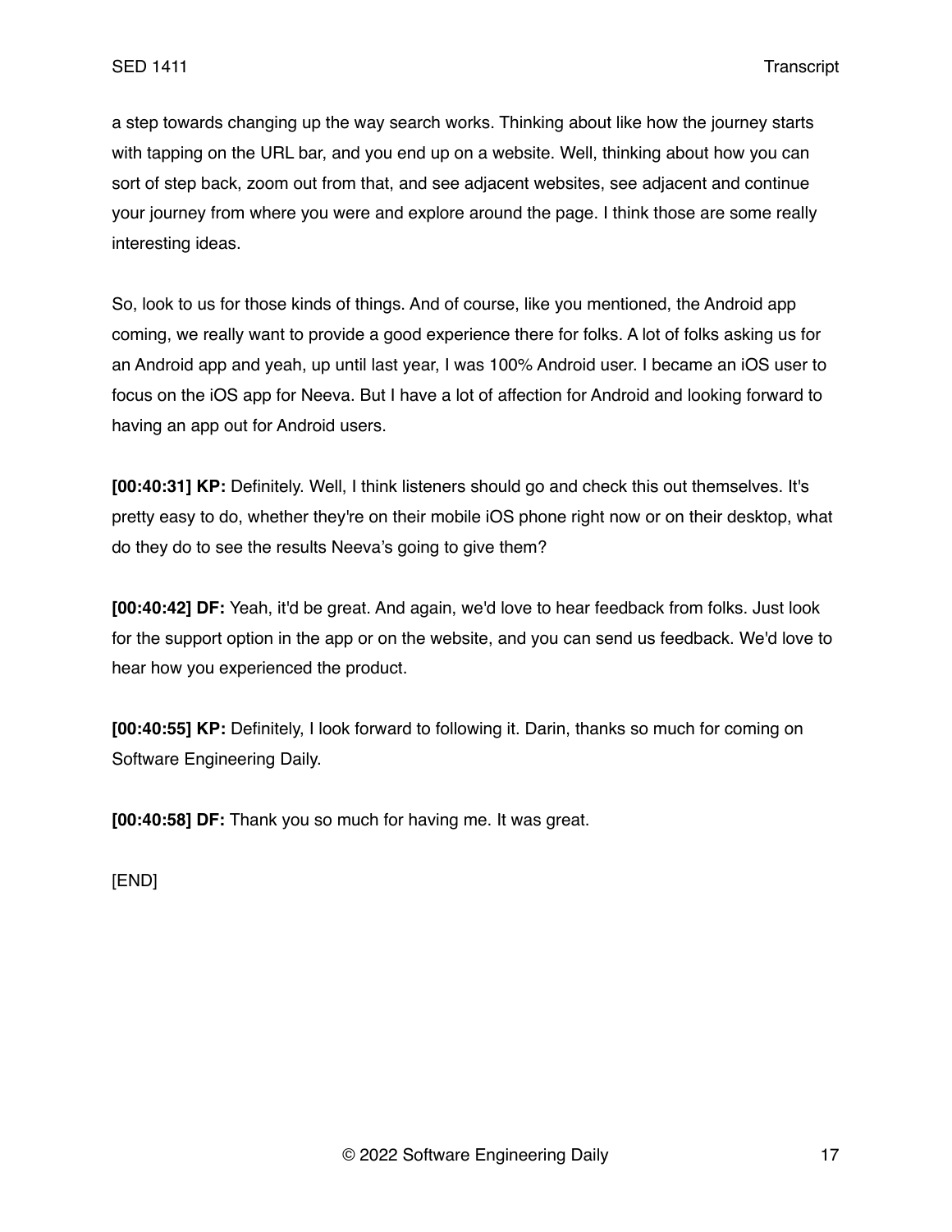a step towards changing up the way search works. Thinking about like how the journey starts with tapping on the URL bar, and you end up on a website. Well, thinking about how you can sort of step back, zoom out from that, and see adjacent websites, see adjacent and continue your journey from where you were and explore around the page. I think those are some really interesting ideas.

So, look to us for those kinds of things. And of course, like you mentioned, the Android app coming, we really want to provide a good experience there for folks. A lot of folks asking us for an Android app and yeah, up until last year, I was 100% Android user. I became an iOS user to focus on the iOS app for Neeva. But I have a lot of affection for Android and looking forward to having an app out for Android users.

**[00:40:31] KP:** Definitely. Well, I think listeners should go and check this out themselves. It's pretty easy to do, whether they're on their mobile iOS phone right now or on their desktop, what do they do to see the results Neeva's going to give them?

**[00:40:42] DF:** Yeah, it'd be great. And again, we'd love to hear feedback from folks. Just look for the support option in the app or on the website, and you can send us feedback. We'd love to hear how you experienced the product.

**[00:40:55] KP:** Definitely, I look forward to following it. Darin, thanks so much for coming on Software Engineering Daily.

**[00:40:58] DF:** Thank you so much for having me. It was great.

[END]